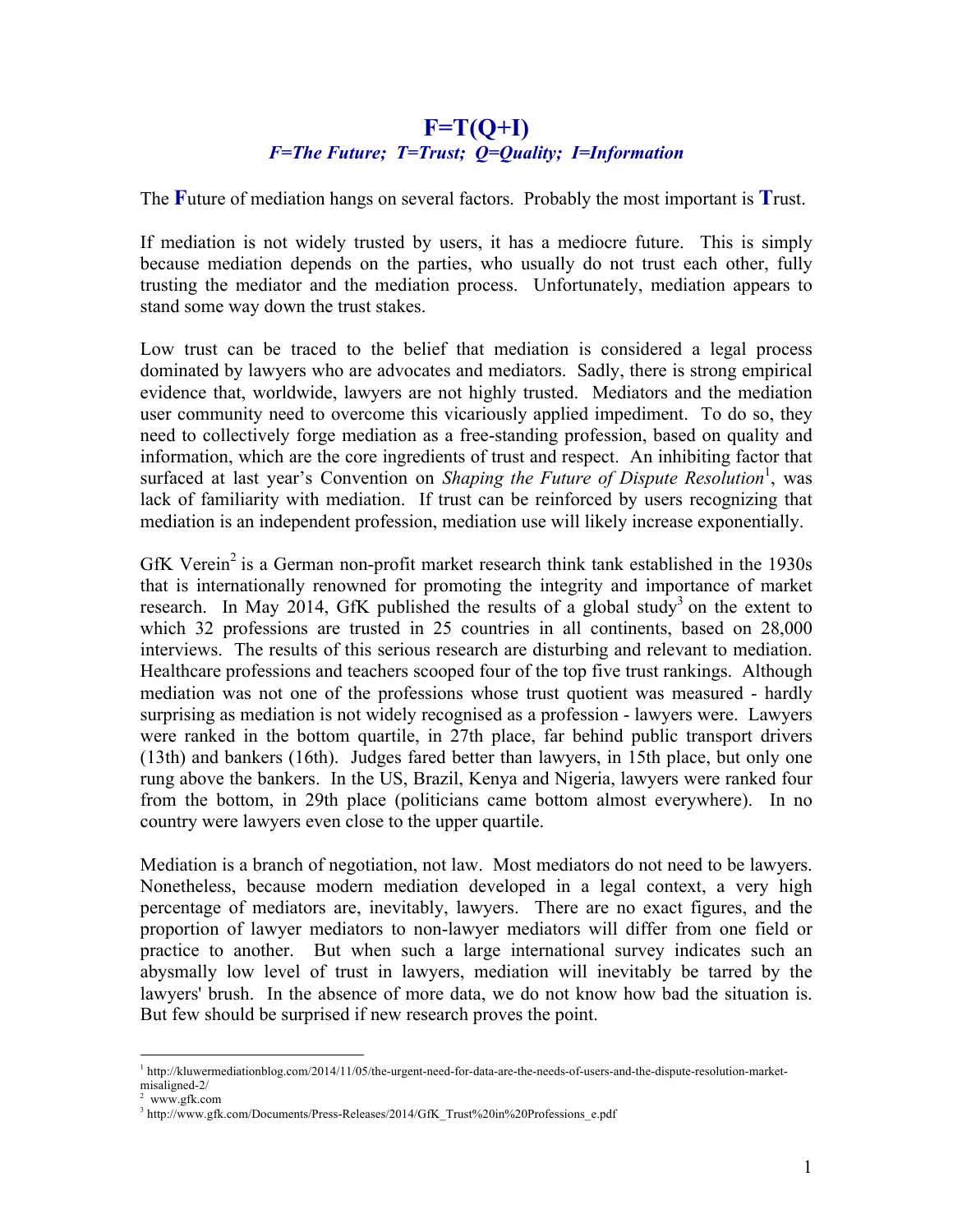# F=T(Q+I)

***F=The Future; T=Trust; Q=Quality; I=Information***

The **F**uture of mediation hangs on several factors. Probably the most important is **T**rust.

If mediation is not widely trusted by users, it has a mediocre future. This is simply because mediation depends on the parties, who usually do not trust each other, fully trusting the mediator and the mediation process. Unfortunately, mediation appears to stand some way down the trust stakes.

Low trust can be traced to the belief that mediation is considered a legal process dominated by lawyers who are advocates and mediators. Sadly, there is strong empirical evidence that, worldwide, lawyers are not highly trusted. Mediators and the mediation user community need to overcome this vicariously applied impediment. To do so, they need to collectively forge mediation as a free-standing profession, based on quality and information, which are the core ingredients of trust and respect. An inhibiting factor that surfaced at last year's Convention on *Shaping the Future of Dispute Resolution*[1], was lack of familiarity with mediation. If trust can be reinforced by users recognizing that mediation is an independent profession, mediation use will likely increase exponentially.

GfK Verein[2] is a German non-profit market research think tank established in the 1930s that is internationally renowned for promoting the integrity and importance of market research. In May 2014, GfK published the results of a global study[3] on the extent to which 32 professions are trusted in 25 countries in all continents, based on 28,000 interviews. The results of this serious research are disturbing and relevant to mediation. Healthcare professions and teachers scooped four of the top five trust rankings. Although mediation was not one of the professions whose trust quotient was measured - hardly surprising as mediation is not widely recognised as a profession - lawyers were. Lawyers were ranked in the bottom quartile, in 27th place, far behind public transport drivers (13th) and bankers (16th). Judges fared better than lawyers, in 15th place, but only one rung above the bankers. In the US, Brazil, Kenya and Nigeria, lawyers were ranked four from the bottom, in 29th place (politicians came bottom almost everywhere). In no country were lawyers even close to the upper quartile.

Mediation is a branch of negotiation, not law. Most mediators do not need to be lawyers. Nonetheless, because modern mediation developed in a legal context, a very high percentage of mediators are, inevitably, lawyers. There are no exact figures, and the proportion of lawyer mediators to non-lawyer mediators will differ from one field or practice to another. But when such a large international survey indicates such an abysmally low level of trust in lawyers, mediation will inevitably be tarred by the lawyers' brush. In the absence of more data, we do not know how bad the situation is. But few should be surprised if new research proves the point.

---

[1] http://kluwermediationblog.com/2014/11/05/the-urgent-need-for-data-are-the-needs-of-users-and-the-dispute-resolution-market-misaligned-2/

[2] www.gfk.com

[3] http://www.gfk.com/Documents/Press-Releases/2014/GfK_Trust%20in%20Professions_e.pdf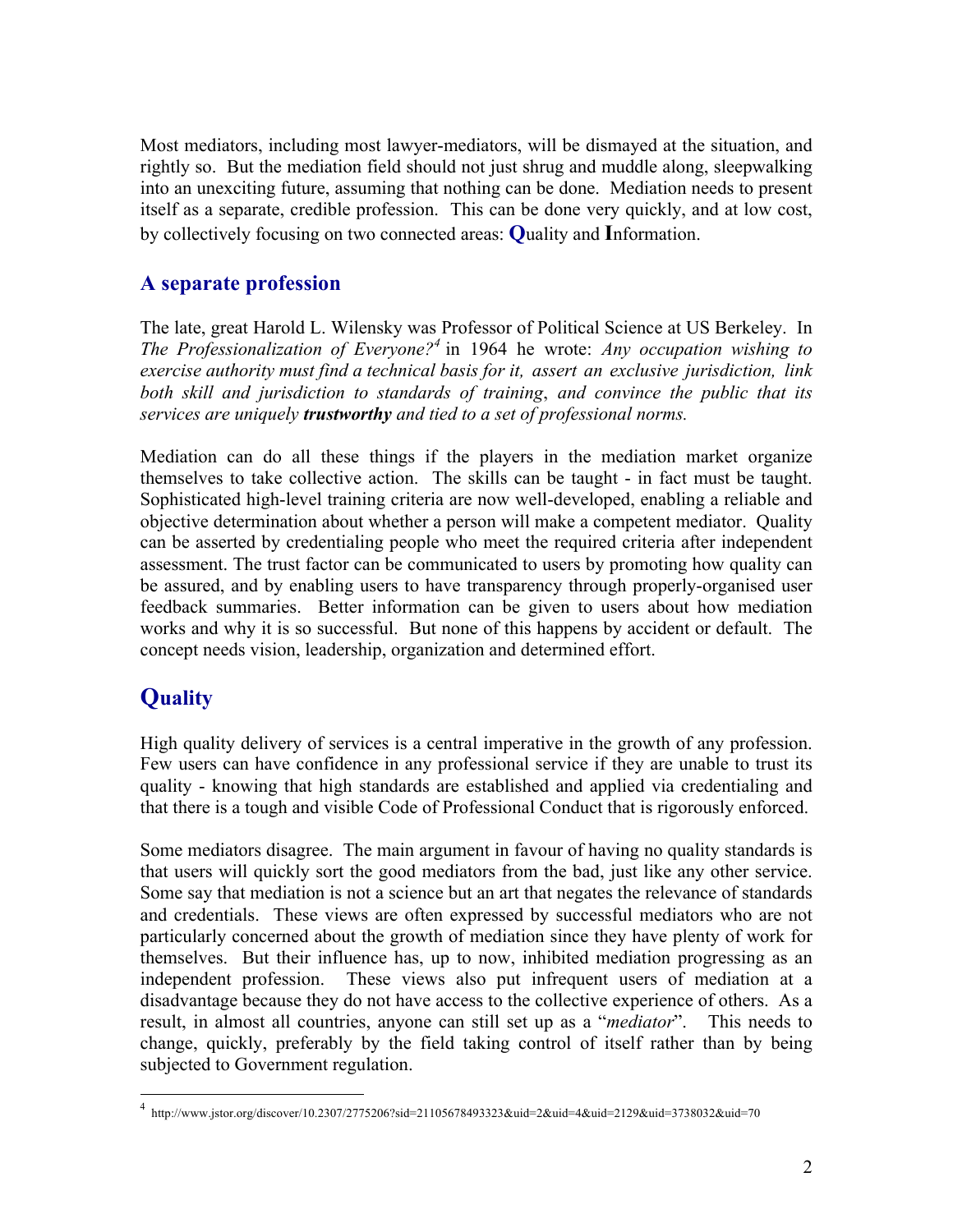Most mediators, including most lawyer-mediators, will be dismayed at the situation, and rightly so. But the mediation field should not just shrug and muddle along, sleepwalking into an unexciting future, assuming that nothing can be done. Mediation needs to present itself as a separate, credible profession. This can be done very quickly, and at low cost, by collectively focusing on two connected areas: **Q**uality and **I**nformation.

## A separate profession

The late, great Harold L. Wilensky was Professor of Political Science at US Berkeley. In *The Professionalization of Everyone?*[4] in 1964 he wrote: *Any occupation wishing to exercise authority must find a technical basis for it, assert an exclusive jurisdiction, link both skill and jurisdiction to standards of training, and convince the public that its services are uniquely **trustworthy** and tied to a set of professional norms.*

Mediation can do all these things if the players in the mediation market organize themselves to take collective action. The skills can be taught - in fact must be taught. Sophisticated high-level training criteria are now well-developed, enabling a reliable and objective determination about whether a person will make a competent mediator. Quality can be asserted by credentialing people who meet the required criteria after independent assessment. The trust factor can be communicated to users by promoting how quality can be assured, and by enabling users to have transparency through properly-organised user feedback summaries. Better information can be given to users about how mediation works and why it is so successful. But none of this happens by accident or default. The concept needs vision, leadership, organization and determined effort.

## Quality

High quality delivery of services is a central imperative in the growth of any profession. Few users can have confidence in any professional service if they are unable to trust its quality - knowing that high standards are established and applied via credentialing and that there is a tough and visible Code of Professional Conduct that is rigorously enforced.

Some mediators disagree. The main argument in favour of having no quality standards is that users will quickly sort the good mediators from the bad, just like any other service. Some say that mediation is not a science but an art that negates the relevance of standards and credentials. These views are often expressed by successful mediators who are not particularly concerned about the growth of mediation since they have plenty of work for themselves. But their influence has, up to now, inhibited mediation progressing as an independent profession. These views also put infrequent users of mediation at a disadvantage because they do not have access to the collective experience of others. As a result, in almost all countries, anyone can still set up as a "*mediator*". This needs to change, quickly, preferably by the field taking control of itself rather than by being subjected to Government regulation.

---

[4] http://www.jstor.org/discover/10.2307/2775206?sid=21105678493323&uid=2&uid=4&uid=2129&uid=3738032&uid=70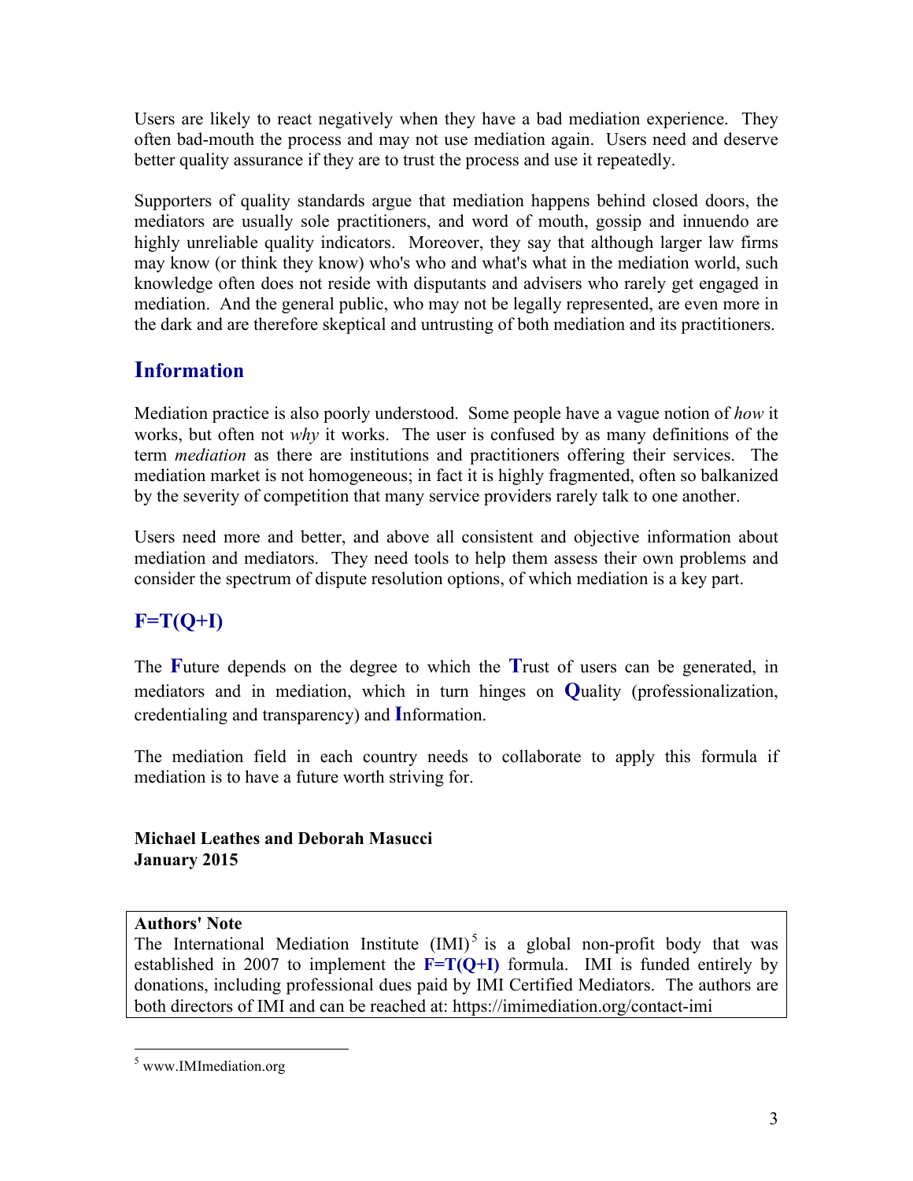Users are likely to react negatively when they have a bad mediation experience. They often bad-mouth the process and may not use mediation again. Users need and deserve better quality assurance if they are to trust the process and use it repeatedly.

Supporters of quality standards argue that mediation happens behind closed doors, the mediators are usually sole practitioners, and word of mouth, gossip and innuendo are highly unreliable quality indicators. Moreover, they say that although larger law firms may know (or think they know) who's who and what's what in the mediation world, such knowledge often does not reside with disputants and advisers who rarely get engaged in mediation. And the general public, who may not be legally represented, are even more in the dark and are therefore skeptical and untrusting of both mediation and its practitioners.

## Information

Mediation practice is also poorly understood. Some people have a vague notion of *how* it works, but often not *why* it works. The user is confused by as many definitions of the term *mediation* as there are institutions and practitioners offering their services. The mediation market is not homogeneous; in fact it is highly fragmented, often so balkanized by the severity of competition that many service providers rarely talk to one another.

Users need more and better, and above all consistent and objective information about mediation and mediators. They need tools to help them assess their own problems and consider the spectrum of dispute resolution options, of which mediation is a key part.

## F=T(Q+I)

The **F**uture depends on the degree to which the **T**rust of users can be generated, in mediators and in mediation, which in turn hinges on **Q**uality (professionalization, credentialing and transparency) and **I**nformation.

The mediation field in each country needs to collaborate to apply this formula if mediation is to have a future worth striving for.

**Michael Leathes and Deborah Masucci**
**January 2015**

**Authors' Note**
The International Mediation Institute (IMI)[5] is a global non-profit body that was established in 2007 to implement the **F=T(Q+I)** formula. IMI is funded entirely by donations, including professional dues paid by IMI Certified Mediators. The authors are both directors of IMI and can be reached at: https://imimediation.org/contact-imi

[5] www.IMImediation.org